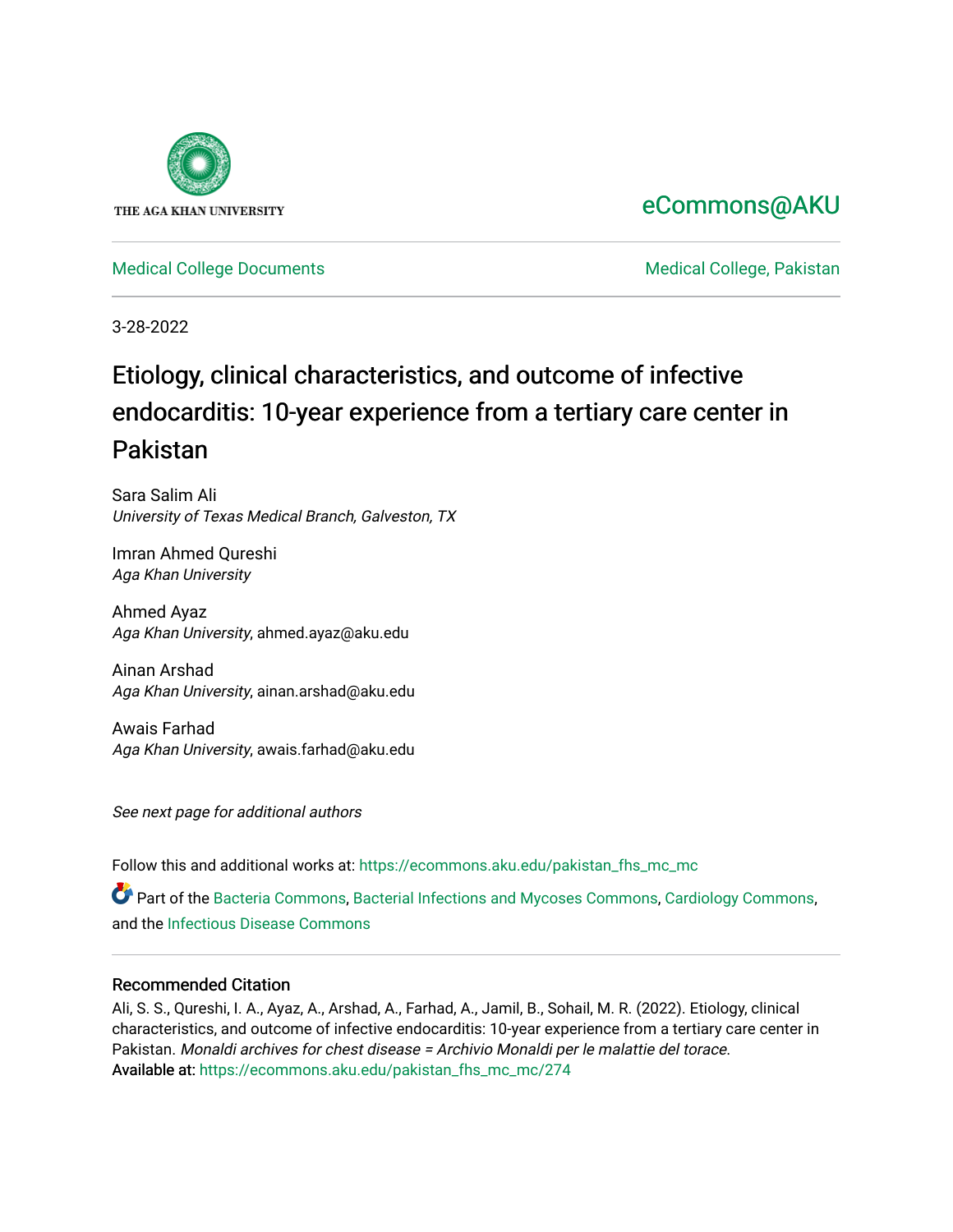THE AGA KHAN UNIVERSITY

eCommons@AKU

Medical College Documents

Medical College, Pakistan

3-28-2022

# Etiology, clinical characteristics, and outcome of infective endocarditis: 10-year experience from a tertiary care center in Pakistan

Sara Salim Ali
*University of Texas Medical Branch, Galveston, TX*

Imran Ahmed Qureshi
*Aga Khan University*

Ahmed Ayaz
*Aga Khan University*, ahmed.ayaz@aku.edu

Ainan Arshad
*Aga Khan University*, ainan.arshad@aku.edu

Awais Farhad
*Aga Khan University*, awais.farhad@aku.edu

*See next page for additional authors*

Follow this and additional works at: https://ecommons.aku.edu/pakistan_fhs_mc_mc

Part of the Bacteria Commons, Bacterial Infections and Mycoses Commons, Cardiology Commons, and the Infectious Disease Commons

## Recommended Citation

Ali, S. S., Qureshi, I. A., Ayaz, A., Arshad, A., Farhad, A., Jamil, B., Sohail, M. R. (2022). Etiology, clinical characteristics, and outcome of infective endocarditis: 10-year experience from a tertiary care center in Pakistan. *Monaldi archives for chest disease = Archivio Monaldi per le malattie del torace*.
Available at: https://ecommons.aku.edu/pakistan_fhs_mc_mc/274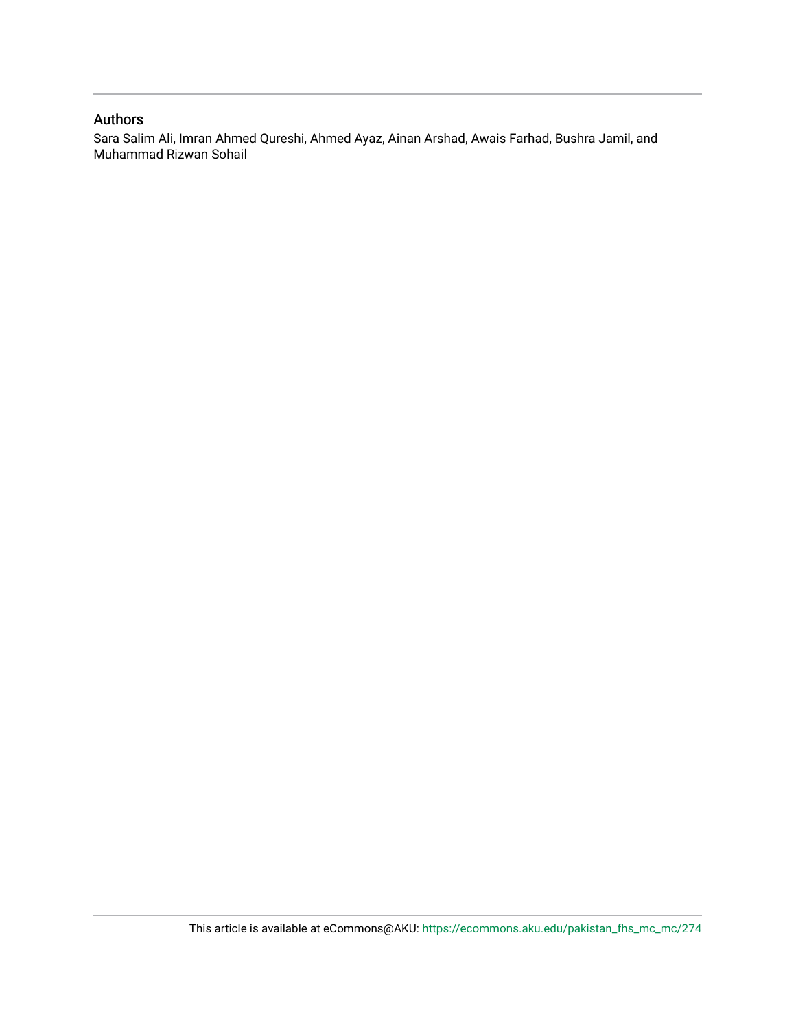## Authors

Sara Salim Ali, Imran Ahmed Qureshi, Ahmed Ayaz, Ainan Arshad, Awais Farhad, Bushra Jamil, and Muhammad Rizwan Sohail

This article is available at eCommons@AKU: https://ecommons.aku.edu/pakistan_fhs_mc_mc/274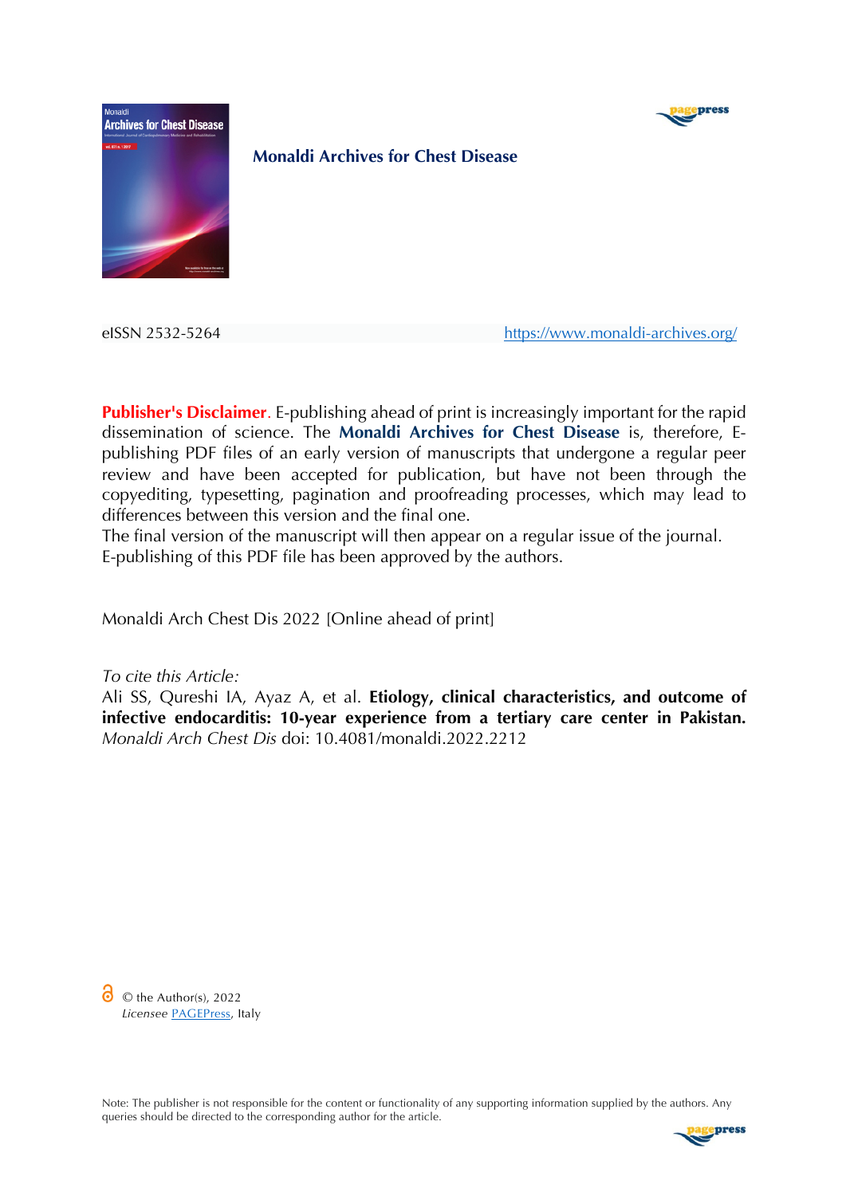**Monaldi Archives for Chest Disease**

eISSN 2532-5264 https://www.monaldi-archives.org/

**Publisher's Disclaimer**. E-publishing ahead of print is increasingly important for the rapid dissemination of science. The **Monaldi Archives for Chest Disease** is, therefore, E-publishing PDF files of an early version of manuscripts that undergone a regular peer review and have been accepted for publication, but have not been through the copyediting, typesetting, pagination and proofreading processes, which may lead to differences between this version and the final one.
The final version of the manuscript will then appear on a regular issue of the journal.
E-publishing of this PDF file has been approved by the authors.

Monaldi Arch Chest Dis 2022 [Online ahead of print]

*To cite this Article:*
Ali SS, Qureshi IA, Ayaz A, et al. **Etiology, clinical characteristics, and outcome of infective endocarditis: 10-year experience from a tertiary care center in Pakistan.** *Monaldi Arch Chest Dis* doi: 10.4081/monaldi.2022.2212

© the Author(s), 2022
*Licensee* PAGEPress, Italy

Note: The publisher is not responsible for the content or functionality of any supporting information supplied by the authors. Any queries should be directed to the corresponding author for the article.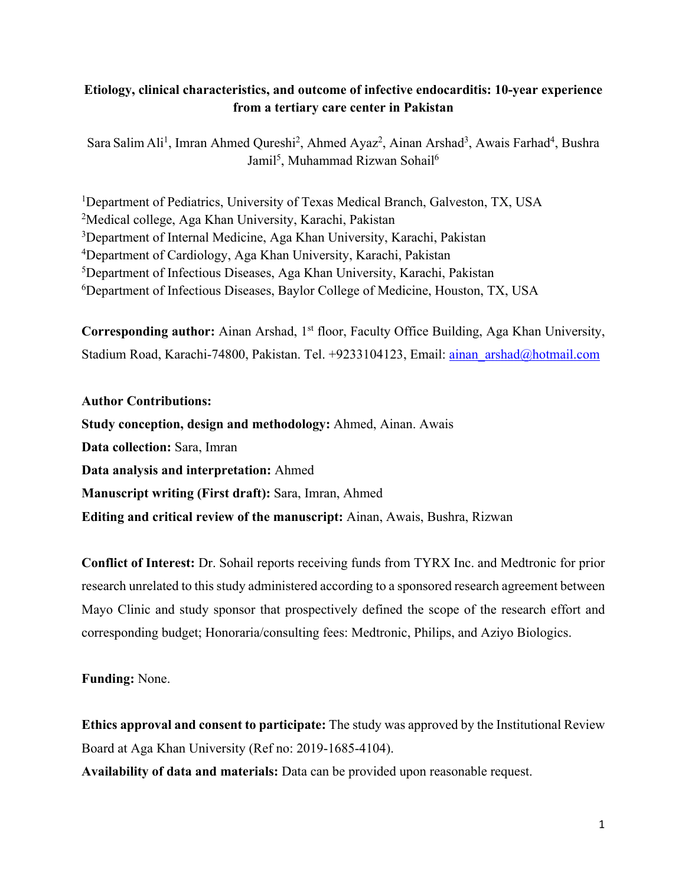**Etiology, clinical characteristics, and outcome of infective endocarditis: 10-year experience from a tertiary care center in Pakistan**

Sara Salim Ali[1], Imran Ahmed Qureshi[2], Ahmed Ayaz[2], Ainan Arshad[3], Awais Farhad[4], Bushra Jamil[5], Muhammad Rizwan Sohail[6]

[1]Department of Pediatrics, University of Texas Medical Branch, Galveston, TX, USA
[2]Medical college, Aga Khan University, Karachi, Pakistan
[3]Department of Internal Medicine, Aga Khan University, Karachi, Pakistan
[4]Department of Cardiology, Aga Khan University, Karachi, Pakistan
[5]Department of Infectious Diseases, Aga Khan University, Karachi, Pakistan
[6]Department of Infectious Diseases, Baylor College of Medicine, Houston, TX, USA

**Corresponding author:** Ainan Arshad, 1st floor, Faculty Office Building, Aga Khan University, Stadium Road, Karachi-74800, Pakistan. Tel. +9233104123, Email: ainan_arshad@hotmail.com

**Author Contributions:**

**Study conception, design and methodology:** Ahmed, Ainan. Awais

**Data collection:** Sara, Imran

**Data analysis and interpretation:** Ahmed

**Manuscript writing (First draft):** Sara, Imran, Ahmed

**Editing and critical review of the manuscript:** Ainan, Awais, Bushra, Rizwan

**Conflict of Interest:** Dr. Sohail reports receiving funds from TYRX Inc. and Medtronic for prior research unrelated to this study administered according to a sponsored research agreement between Mayo Clinic and study sponsor that prospectively defined the scope of the research effort and corresponding budget; Honoraria/consulting fees: Medtronic, Philips, and Aziyo Biologics.

**Funding:** None.

**Ethics approval and consent to participate:** The study was approved by the Institutional Review Board at Aga Khan University (Ref no: 2019-1685-4104).

**Availability of data and materials:** Data can be provided upon reasonable request.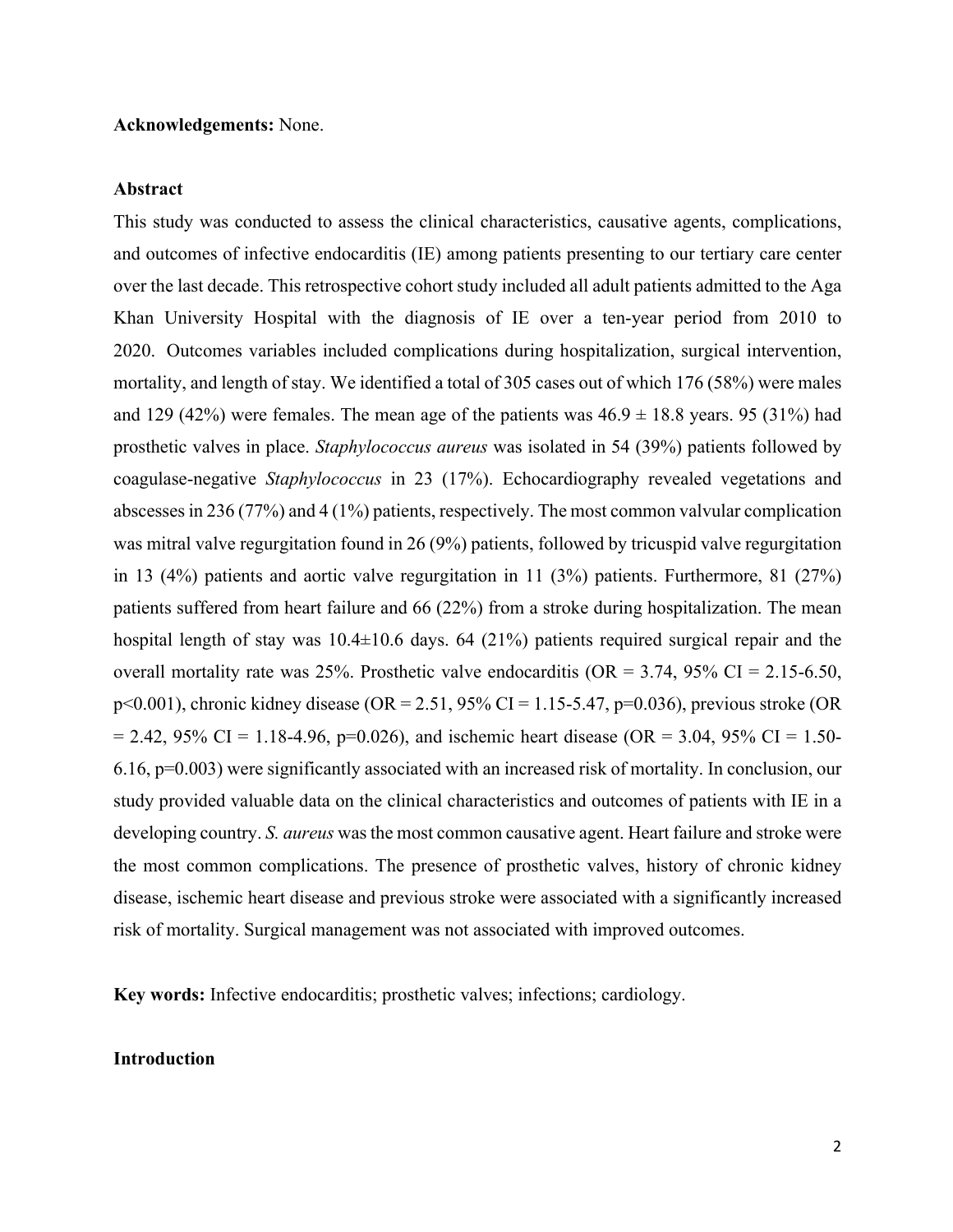**Acknowledgements:** None.

**Abstract**

This study was conducted to assess the clinical characteristics, causative agents, complications, and outcomes of infective endocarditis (IE) among patients presenting to our tertiary care center over the last decade. This retrospective cohort study included all adult patients admitted to the Aga Khan University Hospital with the diagnosis of IE over a ten-year period from 2010 to 2020. Outcomes variables included complications during hospitalization, surgical intervention, mortality, and length of stay. We identified a total of 305 cases out of which 176 (58%) were males and 129 (42%) were females. The mean age of the patients was $46.9 \pm 18.8$ years. 95 (31%) had prosthetic valves in place. *Staphylococcus aureus* was isolated in 54 (39%) patients followed by coagulase-negative *Staphylococcus* in 23 (17%). Echocardiography revealed vegetations and abscesses in 236 (77%) and 4 (1%) patients, respectively. The most common valvular complication was mitral valve regurgitation found in 26 (9%) patients, followed by tricuspid valve regurgitation in 13 (4%) patients and aortic valve regurgitation in 11 (3%) patients. Furthermore, 81 (27%) patients suffered from heart failure and 66 (22%) from a stroke during hospitalization. The mean hospital length of stay was $10.4 \pm 10.6$ days. 64 (21%) patients required surgical repair and the overall mortality rate was 25%. Prosthetic valve endocarditis (OR = 3.74, 95% CI = 2.15-6.50, $p<0.001$), chronic kidney disease (OR = 2.51, 95% CI = 1.15-5.47, $p=0.036$), previous stroke (OR = 2.42, 95% CI = 1.18-4.96, $p=0.026$), and ischemic heart disease (OR = 3.04, 95% CI = 1.50-6.16, $p=0.003$) were significantly associated with an increased risk of mortality. In conclusion, our study provided valuable data on the clinical characteristics and outcomes of patients with IE in a developing country. *S. aureus* was the most common causative agent. Heart failure and stroke were the most common complications. The presence of prosthetic valves, history of chronic kidney disease, ischemic heart disease and previous stroke were associated with a significantly increased risk of mortality. Surgical management was not associated with improved outcomes.

**Key words:** Infective endocarditis; prosthetic valves; infections; cardiology.

**Introduction**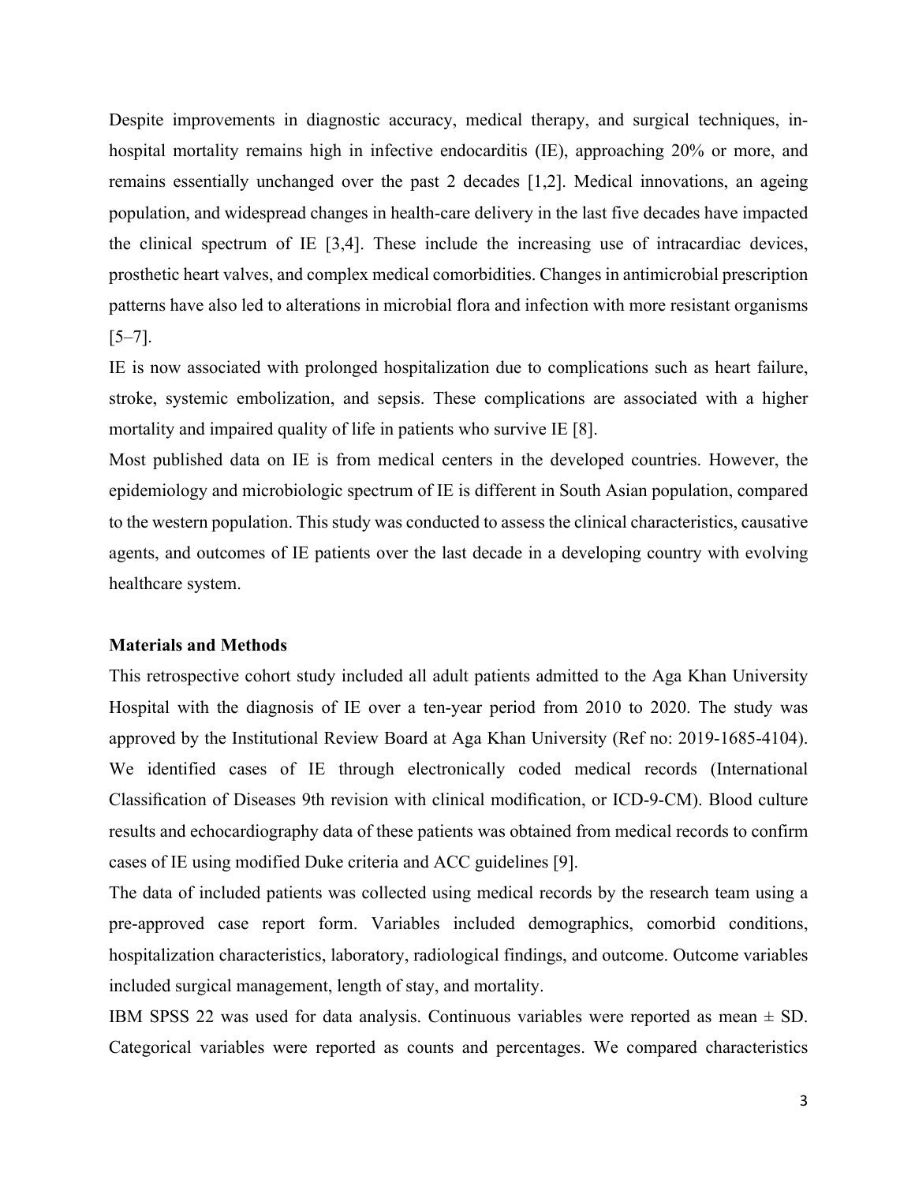Despite improvements in diagnostic accuracy, medical therapy, and surgical techniques, in-hospital mortality remains high in infective endocarditis (IE), approaching 20% or more, and remains essentially unchanged over the past 2 decades [1,2]. Medical innovations, an ageing population, and widespread changes in health-care delivery in the last five decades have impacted the clinical spectrum of IE [3,4]. These include the increasing use of intracardiac devices, prosthetic heart valves, and complex medical comorbidities. Changes in antimicrobial prescription patterns have also led to alterations in microbial flora and infection with more resistant organisms [5–7].

IE is now associated with prolonged hospitalization due to complications such as heart failure, stroke, systemic embolization, and sepsis. These complications are associated with a higher mortality and impaired quality of life in patients who survive IE [8].

Most published data on IE is from medical centers in the developed countries. However, the epidemiology and microbiologic spectrum of IE is different in South Asian population, compared to the western population. This study was conducted to assess the clinical characteristics, causative agents, and outcomes of IE patients over the last decade in a developing country with evolving healthcare system.

**Materials and Methods**

This retrospective cohort study included all adult patients admitted to the Aga Khan University Hospital with the diagnosis of IE over a ten-year period from 2010 to 2020. The study was approved by the Institutional Review Board at Aga Khan University (Ref no: 2019-1685-4104). We identified cases of IE through electronically coded medical records (International Classification of Diseases 9th revision with clinical modification, or ICD-9-CM). Blood culture results and echocardiography data of these patients was obtained from medical records to confirm cases of IE using modified Duke criteria and ACC guidelines [9].

The data of included patients was collected using medical records by the research team using a pre-approved case report form. Variables included demographics, comorbid conditions, hospitalization characteristics, laboratory, radiological findings, and outcome. Outcome variables included surgical management, length of stay, and mortality.

IBM SPSS 22 was used for data analysis. Continuous variables were reported as mean ± SD. Categorical variables were reported as counts and percentages. We compared characteristics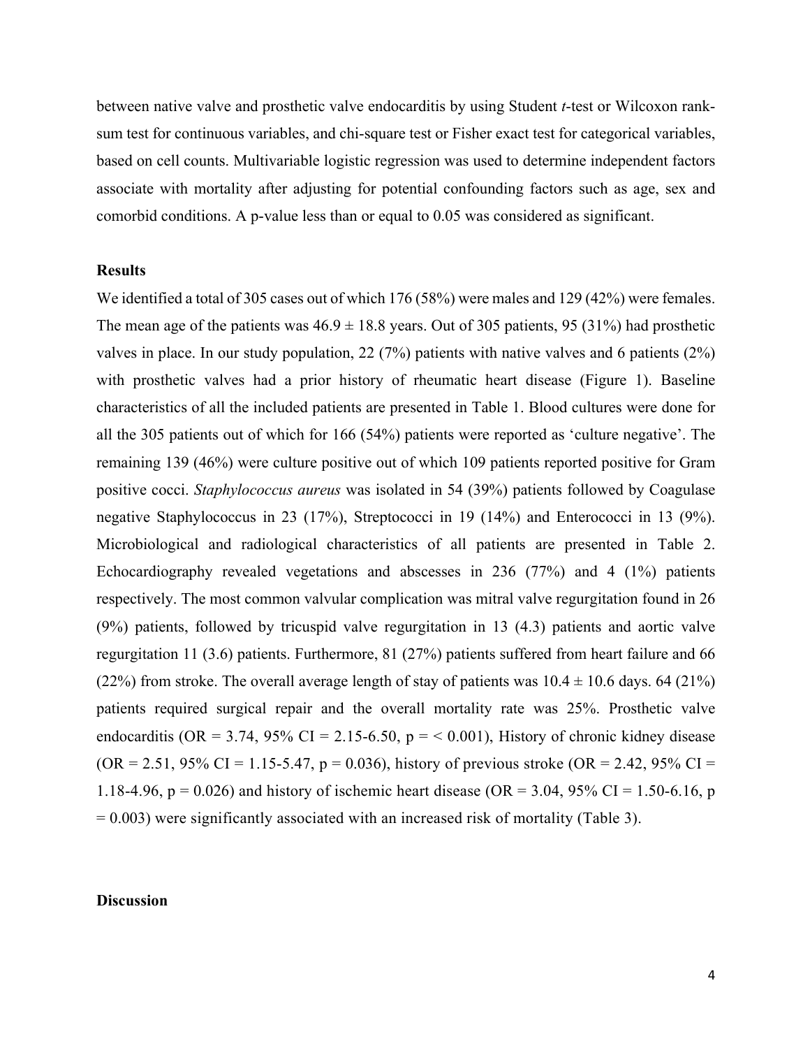between native valve and prosthetic valve endocarditis by using Student *t*-test or Wilcoxon rank-sum test for continuous variables, and chi-square test or Fisher exact test for categorical variables, based on cell counts. Multivariable logistic regression was used to determine independent factors associate with mortality after adjusting for potential confounding factors such as age, sex and comorbid conditions. A p-value less than or equal to 0.05 was considered as significant.

## Results

We identified a total of 305 cases out of which 176 (58%) were males and 129 (42%) were females. The mean age of the patients was 46.9 ± 18.8 years. Out of 305 patients, 95 (31%) had prosthetic valves in place. In our study population, 22 (7%) patients with native valves and 6 patients (2%) with prosthetic valves had a prior history of rheumatic heart disease (Figure 1). Baseline characteristics of all the included patients are presented in Table 1. Blood cultures were done for all the 305 patients out of which for 166 (54%) patients were reported as 'culture negative'. The remaining 139 (46%) were culture positive out of which 109 patients reported positive for Gram positive cocci. *Staphylococcus aureus* was isolated in 54 (39%) patients followed by Coagulase negative Staphylococcus in 23 (17%), Streptococci in 19 (14%) and Enterococci in 13 (9%). Microbiological and radiological characteristics of all patients are presented in Table 2. Echocardiography revealed vegetations and abscesses in 236 (77%) and 4 (1%) patients respectively. The most common valvular complication was mitral valve regurgitation found in 26 (9%) patients, followed by tricuspid valve regurgitation in 13 (4.3) patients and aortic valve regurgitation 11 (3.6) patients. Furthermore, 81 (27%) patients suffered from heart failure and 66 (22%) from stroke. The overall average length of stay of patients was 10.4 ± 10.6 days. 64 (21%) patients required surgical repair and the overall mortality rate was 25%. Prosthetic valve endocarditis (OR = 3.74, 95% CI = 2.15-6.50, p = < 0.001), History of chronic kidney disease (OR = 2.51, 95% CI = 1.15-5.47, p = 0.036), history of previous stroke (OR = 2.42, 95% CI = 1.18-4.96, p = 0.026) and history of ischemic heart disease (OR = 3.04, 95% CI = 1.50-6.16, p = 0.003) were significantly associated with an increased risk of mortality (Table 3).

## Discussion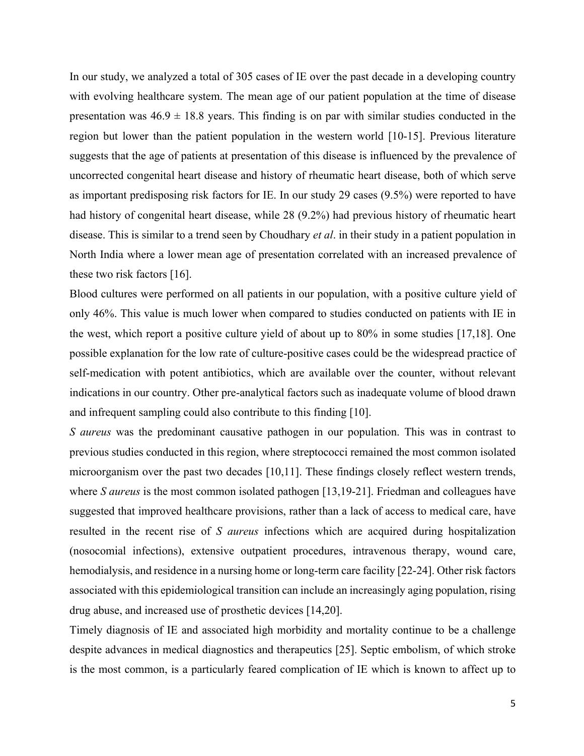In our study, we analyzed a total of 305 cases of IE over the past decade in a developing country with evolving healthcare system. The mean age of our patient population at the time of disease presentation was 46.9 ± 18.8 years. This finding is on par with similar studies conducted in the region but lower than the patient population in the western world [10-15]. Previous literature suggests that the age of patients at presentation of this disease is influenced by the prevalence of uncorrected congenital heart disease and history of rheumatic heart disease, both of which serve as important predisposing risk factors for IE. In our study 29 cases (9.5%) were reported to have had history of congenital heart disease, while 28 (9.2%) had previous history of rheumatic heart disease. This is similar to a trend seen by Choudhary *et al*. in their study in a patient population in North India where a lower mean age of presentation correlated with an increased prevalence of these two risk factors [16].

Blood cultures were performed on all patients in our population, with a positive culture yield of only 46%. This value is much lower when compared to studies conducted on patients with IE in the west, which report a positive culture yield of about up to 80% in some studies [17,18]. One possible explanation for the low rate of culture-positive cases could be the widespread practice of self-medication with potent antibiotics, which are available over the counter, without relevant indications in our country. Other pre-analytical factors such as inadequate volume of blood drawn and infrequent sampling could also contribute to this finding [10].

*S aureus* was the predominant causative pathogen in our population. This was in contrast to previous studies conducted in this region, where streptococci remained the most common isolated microorganism over the past two decades [10,11]. These findings closely reflect western trends, where *S aureus* is the most common isolated pathogen [13,19-21]. Friedman and colleagues have suggested that improved healthcare provisions, rather than a lack of access to medical care, have resulted in the recent rise of *S aureus* infections which are acquired during hospitalization (nosocomial infections), extensive outpatient procedures, intravenous therapy, wound care, hemodialysis, and residence in a nursing home or long-term care facility [22-24]. Other risk factors associated with this epidemiological transition can include an increasingly aging population, rising drug abuse, and increased use of prosthetic devices [14,20].

Timely diagnosis of IE and associated high morbidity and mortality continue to be a challenge despite advances in medical diagnostics and therapeutics [25]. Septic embolism, of which stroke is the most common, is a particularly feared complication of IE which is known to affect up to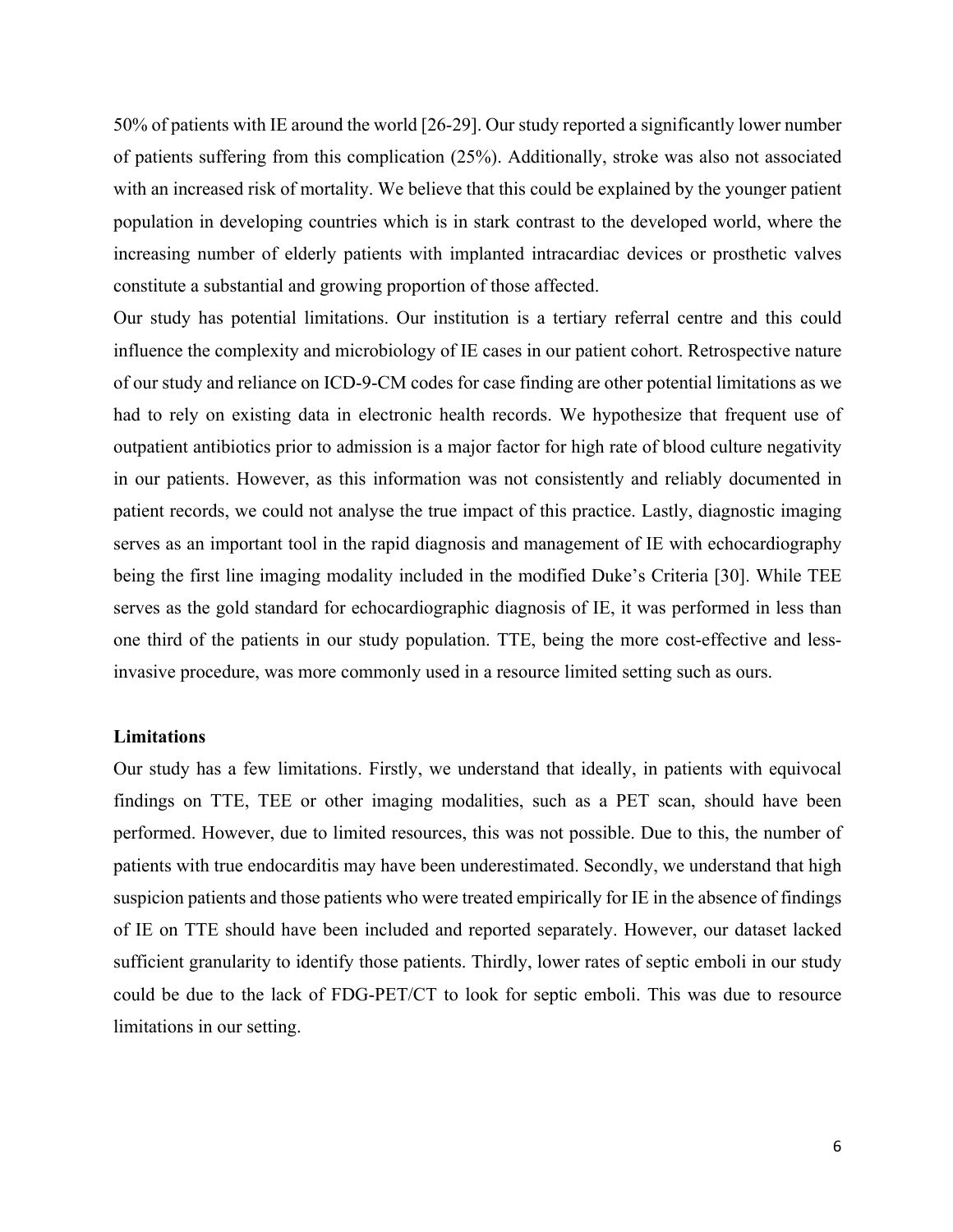50% of patients with IE around the world [26-29]. Our study reported a significantly lower number of patients suffering from this complication (25%). Additionally, stroke was also not associated with an increased risk of mortality. We believe that this could be explained by the younger patient population in developing countries which is in stark contrast to the developed world, where the increasing number of elderly patients with implanted intracardiac devices or prosthetic valves constitute a substantial and growing proportion of those affected.

Our study has potential limitations. Our institution is a tertiary referral centre and this could influence the complexity and microbiology of IE cases in our patient cohort. Retrospective nature of our study and reliance on ICD-9-CM codes for case finding are other potential limitations as we had to rely on existing data in electronic health records. We hypothesize that frequent use of outpatient antibiotics prior to admission is a major factor for high rate of blood culture negativity in our patients. However, as this information was not consistently and reliably documented in patient records, we could not analyse the true impact of this practice. Lastly, diagnostic imaging serves as an important tool in the rapid diagnosis and management of IE with echocardiography being the first line imaging modality included in the modified Duke's Criteria [30]. While TEE serves as the gold standard for echocardiographic diagnosis of IE, it was performed in less than one third of the patients in our study population. TTE, being the more cost-effective and less-invasive procedure, was more commonly used in a resource limited setting such as ours.

**Limitations**

Our study has a few limitations. Firstly, we understand that ideally, in patients with equivocal findings on TTE, TEE or other imaging modalities, such as a PET scan, should have been performed. However, due to limited resources, this was not possible. Due to this, the number of patients with true endocarditis may have been underestimated. Secondly, we understand that high suspicion patients and those patients who were treated empirically for IE in the absence of findings of IE on TTE should have been included and reported separately. However, our dataset lacked sufficient granularity to identify those patients. Thirdly, lower rates of septic emboli in our study could be due to the lack of FDG-PET/CT to look for septic emboli. This was due to resource limitations in our setting.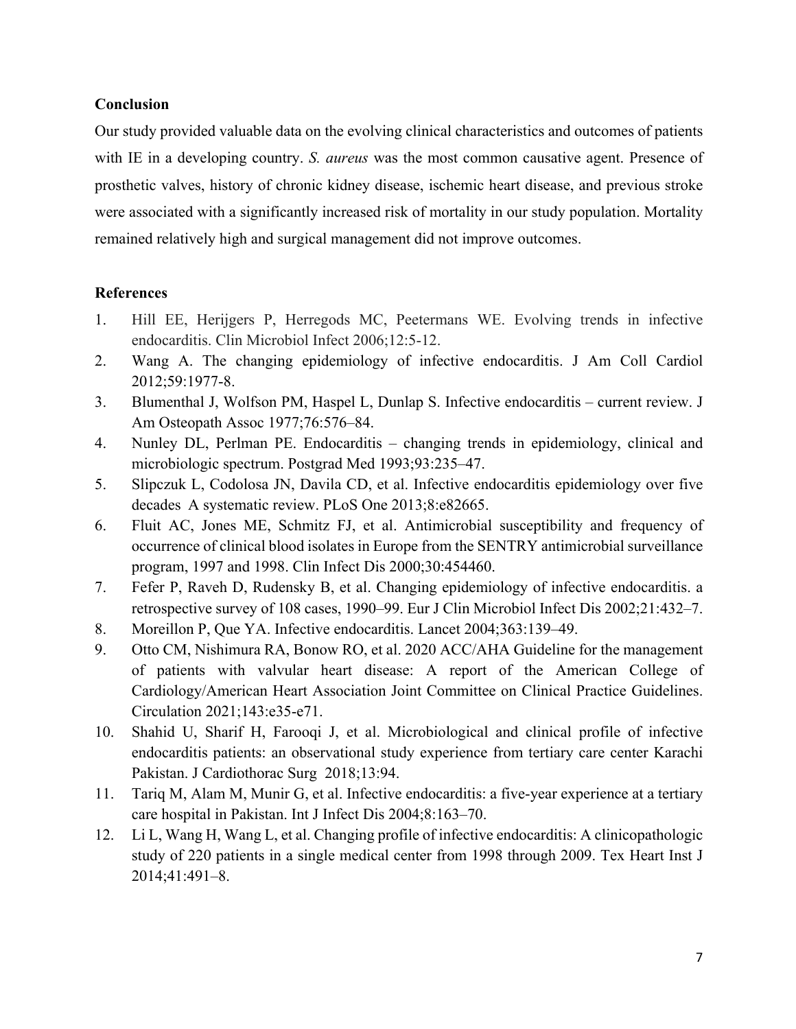## Conclusion

Our study provided valuable data on the evolving clinical characteristics and outcomes of patients with IE in a developing country. *S. aureus* was the most common causative agent. Presence of prosthetic valves, history of chronic kidney disease, ischemic heart disease, and previous stroke were associated with a significantly increased risk of mortality in our study population. Mortality remained relatively high and surgical management did not improve outcomes.

## References

1. Hill EE, Herijgers P, Herregods MC, Peetermans WE. Evolving trends in infective endocarditis. Clin Microbiol Infect 2006;12:5-12.
2. Wang A. The changing epidemiology of infective endocarditis. J Am Coll Cardiol 2012;59:1977-8.
3. Blumenthal J, Wolfson PM, Haspel L, Dunlap S. Infective endocarditis – current review. J Am Osteopath Assoc 1977;76:576–84.
4. Nunley DL, Perlman PE. Endocarditis – changing trends in epidemiology, clinical and microbiologic spectrum. Postgrad Med 1993;93:235–47.
5. Slipczuk L, Codolosa JN, Davila CD, et al. Infective endocarditis epidemiology over five decades A systematic review. PLoS One 2013;8:e82665.
6. Fluit AC, Jones ME, Schmitz FJ, et al. Antimicrobial susceptibility and frequency of occurrence of clinical blood isolates in Europe from the SENTRY antimicrobial surveillance program, 1997 and 1998. Clin Infect Dis 2000;30:454460.
7. Fefer P, Raveh D, Rudensky B, et al. Changing epidemiology of infective endocarditis. a retrospective survey of 108 cases, 1990–99. Eur J Clin Microbiol Infect Dis 2002;21:432–7.
8. Moreillon P, Que YA. Infective endocarditis. Lancet 2004;363:139–49.
9. Otto CM, Nishimura RA, Bonow RO, et al. 2020 ACC/AHA Guideline for the management of patients with valvular heart disease: A report of the American College of Cardiology/American Heart Association Joint Committee on Clinical Practice Guidelines. Circulation 2021;143:e35-e71.
10. Shahid U, Sharif H, Farooqi J, et al. Microbiological and clinical profile of infective endocarditis patients: an observational study experience from tertiary care center Karachi Pakistan. J Cardiothorac Surg 2018;13:94.
11. Tariq M, Alam M, Munir G, et al. Infective endocarditis: a five-year experience at a tertiary care hospital in Pakistan. Int J Infect Dis 2004;8:163–70.
12. Li L, Wang H, Wang L, et al. Changing profile of infective endocarditis: A clinicopathologic study of 220 patients in a single medical center from 1998 through 2009. Tex Heart Inst J 2014;41:491–8.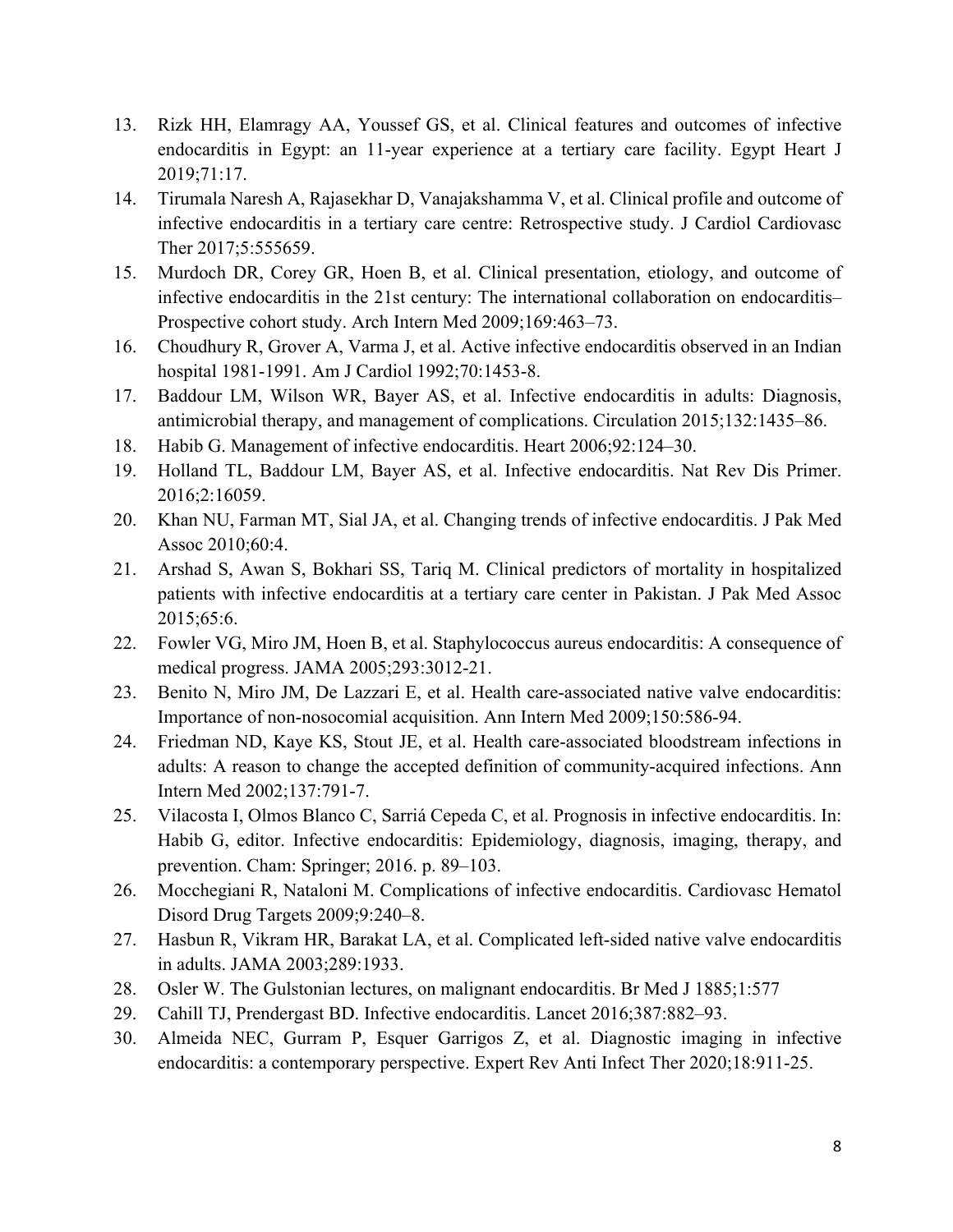13. Rizk HH, Elamragy AA, Youssef GS, et al. Clinical features and outcomes of infective endocarditis in Egypt: an 11-year experience at a tertiary care facility. Egypt Heart J 2019;71:17.
14. Tirumala Naresh A, Rajasekhar D, Vanajakshamma V, et al. Clinical profile and outcome of infective endocarditis in a tertiary care centre: Retrospective study. J Cardiol Cardiovasc Ther 2017;5:555659.
15. Murdoch DR, Corey GR, Hoen B, et al. Clinical presentation, etiology, and outcome of infective endocarditis in the 21st century: The international collaboration on endocarditis–Prospective cohort study. Arch Intern Med 2009;169:463–73.
16. Choudhury R, Grover A, Varma J, et al. Active infective endocarditis observed in an Indian hospital 1981-1991. Am J Cardiol 1992;70:1453-8.
17. Baddour LM, Wilson WR, Bayer AS, et al. Infective endocarditis in adults: Diagnosis, antimicrobial therapy, and management of complications. Circulation 2015;132:1435–86.
18. Habib G. Management of infective endocarditis. Heart 2006;92:124–30.
19. Holland TL, Baddour LM, Bayer AS, et al. Infective endocarditis. Nat Rev Dis Primer. 2016;2:16059.
20. Khan NU, Farman MT, Sial JA, et al. Changing trends of infective endocarditis. J Pak Med Assoc 2010;60:4.
21. Arshad S, Awan S, Bokhari SS, Tariq M. Clinical predictors of mortality in hospitalized patients with infective endocarditis at a tertiary care center in Pakistan. J Pak Med Assoc 2015;65:6.
22. Fowler VG, Miro JM, Hoen B, et al. Staphylococcus aureus endocarditis: A consequence of medical progress. JAMA 2005;293:3012-21.
23. Benito N, Miro JM, De Lazzari E, et al. Health care-associated native valve endocarditis: Importance of non-nosocomial acquisition. Ann Intern Med 2009;150:586-94.
24. Friedman ND, Kaye KS, Stout JE, et al. Health care-associated bloodstream infections in adults: A reason to change the accepted definition of community-acquired infections. Ann Intern Med 2002;137:791-7.
25. Vilacosta I, Olmos Blanco C, Sarriá Cepeda C, et al. Prognosis in infective endocarditis. In: Habib G, editor. Infective endocarditis: Epidemiology, diagnosis, imaging, therapy, and prevention. Cham: Springer; 2016. p. 89–103.
26. Mocchegiani R, Nataloni M. Complications of infective endocarditis. Cardiovasc Hematol Disord Drug Targets 2009;9:240–8.
27. Hasbun R, Vikram HR, Barakat LA, et al. Complicated left-sided native valve endocarditis in adults. JAMA 2003;289:1933.
28. Osler W. The Gulstonian lectures, on malignant endocarditis. Br Med J 1885;1:577
29. Cahill TJ, Prendergast BD. Infective endocarditis. Lancet 2016;387:882–93.
30. Almeida NEC, Gurram P, Esquer Garrigos Z, et al. Diagnostic imaging in infective endocarditis: a contemporary perspective. Expert Rev Anti Infect Ther 2020;18:911-25.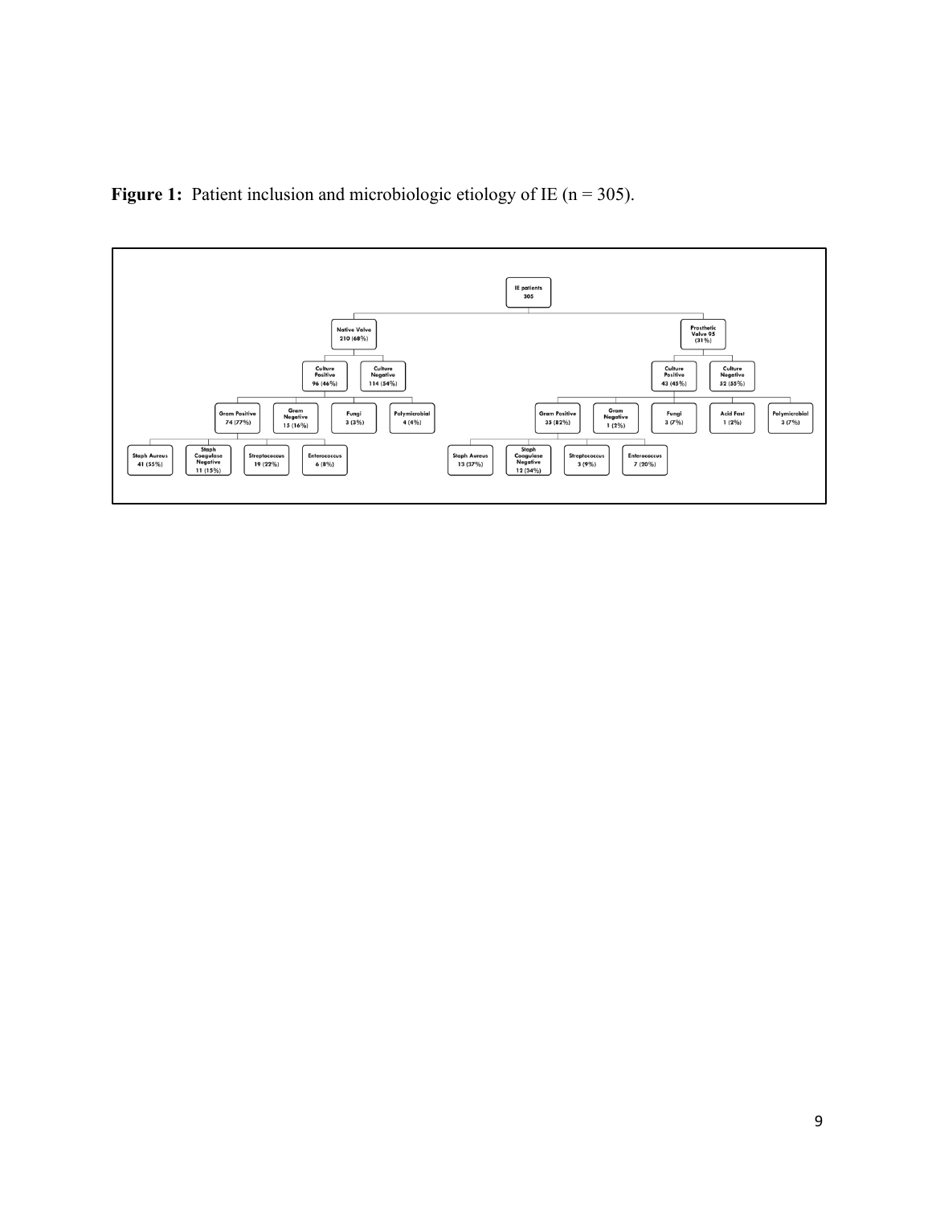**Figure 1:** Patient inclusion and microbiologic etiology of IE (n = 305).

- IE patients 305
  - Native Valve 210 (68%)
    - Culture Positive 96 (46%)
      - Gram Positive 74 (77%)
        - Staph Aureus 41 (55%)
        - Staph Coagulase Negative 11 (15%)
        - Streptococcus 19 (22%)
        - Enterococcus 6 (8%)
      - Gram Negative 15 (16%)
      - Fungi 3 (3%)
      - Polymicrobial 4 (4%)
    - Culture Negative 114 (54%)
  - Prosthetic Valve 95 (31%)
    - Culture Positive 43 (45%)
      - Gram Positive 35 (82%)
        - Staph Aureus 13 (37%)
        - Staph Coagulase Negative 12 (34%)
        - Streptococcus 3 (9%)
        - Enterococcus 7 (20%)
      - Gram Negative 1 (2%)
      - Fungi 3 (7%)
      - Acid Fast 1 (2%)
      - Polymicrobial 3 (7%)
    - Culture Negative 52 (55%)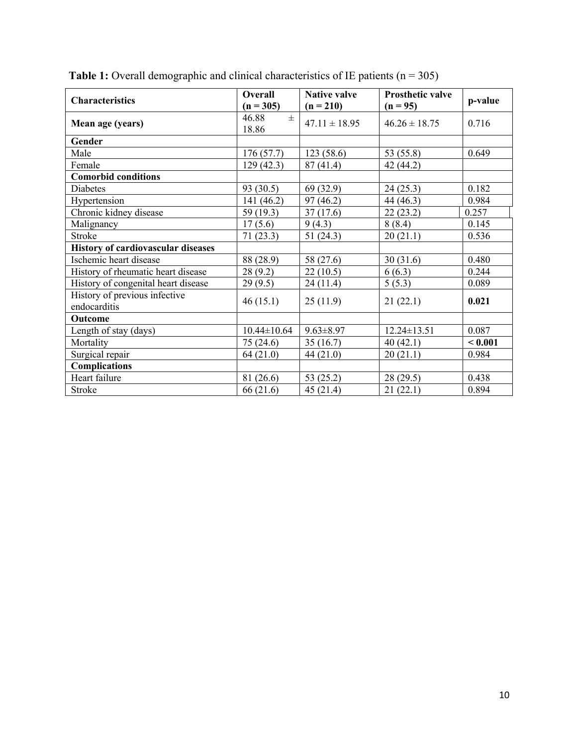**Table 1:** Overall demographic and clinical characteristics of IE patients (n = 305)

| Characteristics | Overall (n = 305) | Native valve (n = 210) | Prosthetic valve (n = 95) | p-value |
|---|---|---|---|---|
| **Mean age (years)** | 46.88 ± 18.86 | 47.11 ± 18.95 | 46.26 ± 18.75 | 0.716 |
| **Gender** | | | | |
| Male | 176 (57.7) | 123 (58.6) | 53 (55.8) | 0.649 |
| Female | 129 (42.3) | 87 (41.4) | 42 (44.2) | |
| **Comorbid conditions** | | | | |
| Diabetes | 93 (30.5) | 69 (32.9) | 24 (25.3) | 0.182 |
| Hypertension | 141 (46.2) | 97 (46.2) | 44 (46.3) | 0.984 |
| Chronic kidney disease | 59 (19.3) | 37 (17.6) | 22 (23.2) | 0.257 |
| Malignancy | 17 (5.6) | 9 (4.3) | 8 (8.4) | 0.145 |
| Stroke | 71 (23.3) | 51 (24.3) | 20 (21.1) | 0.536 |
| **History of cardiovascular diseases** | | | | |
| Ischemic heart disease | 88 (28.9) | 58 (27.6) | 30 (31.6) | 0.480 |
| History of rheumatic heart disease | 28 (9.2) | 22 (10.5) | 6 (6.3) | 0.244 |
| History of congenital heart disease | 29 (9.5) | 24 (11.4) | 5 (5.3) | 0.089 |
| History of previous infective endocarditis | 46 (15.1) | 25 (11.9) | 21 (22.1) | **0.021** |
| **Outcome** | | | | |
| Length of stay (days) | 10.44±10.64 | 9.63±8.97 | 12.24±13.51 | 0.087 |
| Mortality | 75 (24.6) | 35 (16.7) | 40 (42.1) | **< 0.001** |
| Surgical repair | 64 (21.0) | 44 (21.0) | 20 (21.1) | 0.984 |
| **Complications** | | | | |
| Heart failure | 81 (26.6) | 53 (25.2) | 28 (29.5) | 0.438 |
| Stroke | 66 (21.6) | 45 (21.4) | 21 (22.1) | 0.894 |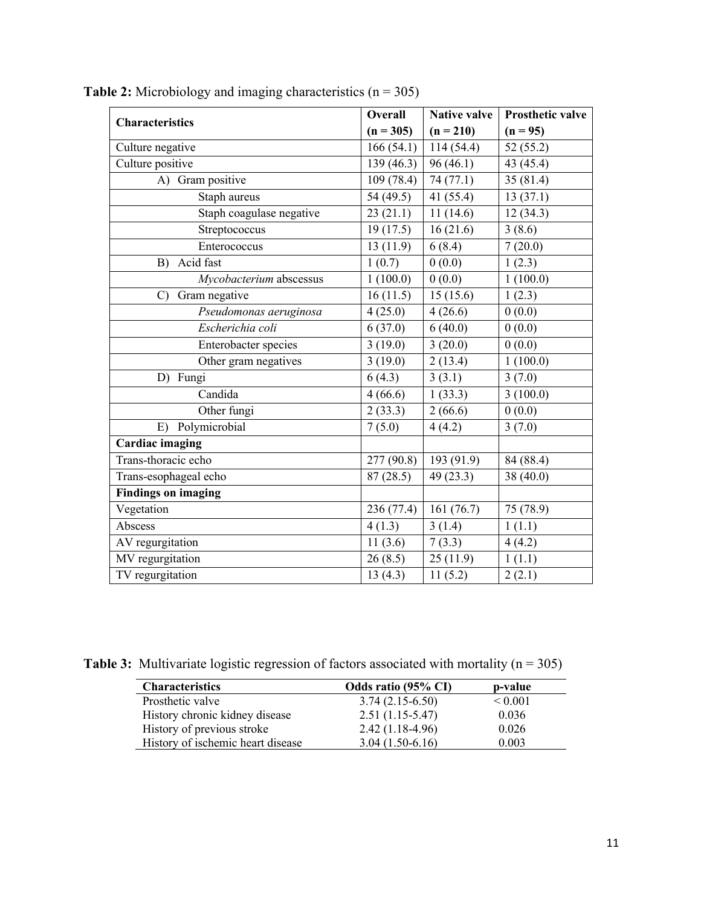**Table 2:** Microbiology and imaging characteristics (n = 305)

| Characteristics | Overall (n = 305) | Native valve (n = 210) | Prosthetic valve (n = 95) |
|---|---|---|---|
| Culture negative | 166 (54.1) | 114 (54.4) | 52 (55.2) |
| Culture positive | 139 (46.3) | 96 (46.1) | 43 (45.4) |
| A) Gram positive | 109 (78.4) | 74 (77.1) | 35 (81.4) |
| Staph aureus | 54 (49.5) | 41 (55.4) | 13 (37.1) |
| Staph coagulase negative | 23 (21.1) | 11 (14.6) | 12 (34.3) |
| Streptococcus | 19 (17.5) | 16 (21.6) | 3 (8.6) |
| Enterococcus | 13 (11.9) | 6 (8.4) | 7 (20.0) |
| B) Acid fast | 1 (0.7) | 0 (0.0) | 1 (2.3) |
| *Mycobacterium* abscessus | 1 (100.0) | 0 (0.0) | 1 (100.0) |
| C) Gram negative | 16 (11.5) | 15 (15.6) | 1 (2.3) |
| *Pseudomonas aeruginosa* | 4 (25.0) | 4 (26.6) | 0 (0.0) |
| *Escherichia coli* | 6 (37.0) | 6 (40.0) | 0 (0.0) |
| Enterobacter species | 3 (19.0) | 3 (20.0) | 0 (0.0) |
| Other gram negatives | 3 (19.0) | 2 (13.4) | 1 (100.0) |
| D) Fungi | 6 (4.3) | 3 (3.1) | 3 (7.0) |
| Candida | 4 (66.6) | 1 (33.3) | 3 (100.0) |
| Other fungi | 2 (33.3) | 2 (66.6) | 0 (0.0) |
| E) Polymicrobial | 7 (5.0) | 4 (4.2) | 3 (7.0) |
| **Cardiac imaging** | | | |
| Trans-thoracic echo | 277 (90.8) | 193 (91.9) | 84 (88.4) |
| Trans-esophageal echo | 87 (28.5) | 49 (23.3) | 38 (40.0) |
| **Findings on imaging** | | | |
| Vegetation | 236 (77.4) | 161 (76.7) | 75 (78.9) |
| Abscess | 4 (1.3) | 3 (1.4) | 1 (1.1) |
| AV regurgitation | 11 (3.6) | 7 (3.3) | 4 (4.2) |
| MV regurgitation | 26 (8.5) | 25 (11.9) | 1 (1.1) |
| TV regurgitation | 13 (4.3) | 11 (5.2) | 2 (2.1) |

**Table 3:** Multivariate logistic regression of factors associated with mortality (n = 305)

| Characteristics | Odds ratio (95% CI) | p-value |
|---|---|---|
| Prosthetic valve | 3.74 (2.15-6.50) | < 0.001 |
| History chronic kidney disease | 2.51 (1.15-5.47) | 0.036 |
| History of previous stroke | 2.42 (1.18-4.96) | 0.026 |
| History of ischemic heart disease | 3.04 (1.50-6.16) | 0.003 |